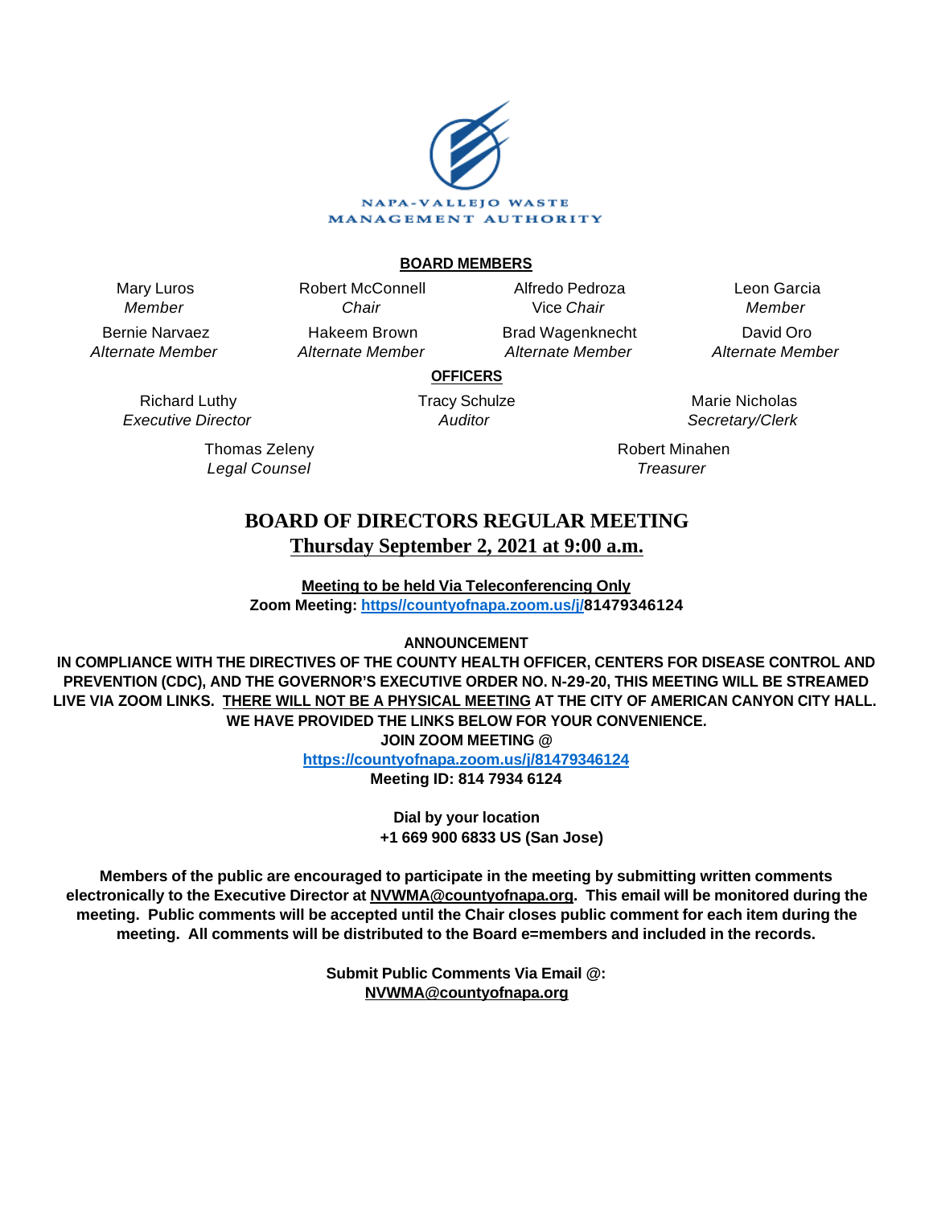NAPA-VALLEJO WASTE MANAGEMENT AUTHORITY

**BOARD MEMBERS**

| | | | |
|---|---|---|---|
| Mary Luros<br>*Member* | Robert McConnell<br>*Chair* | Alfredo Pedroza<br>Vice *Chair* | Leon Garcia<br>*Member* |
| Bernie Narvaez<br>*Alternate Member* | Hakeem Brown<br>*Alternate Member* | Brad Wagenknecht<br>*Alternate Member* | David Oro<br>*Alternate Member* |

**OFFICERS**

| | | |
|---|---|---|
| Richard Luthy<br>*Executive Director* | Tracy Schulze<br>*Auditor* | Marie Nicholas<br>*Secretary/Clerk* |
| Thomas Zeleny<br>*Legal Counsel* | | Robert Minahen<br>*Treasurer* |

# BOARD OF DIRECTORS REGULAR MEETING
## Thursday September 2, 2021 at 9:00 a.m.

**Meeting to be held Via Teleconferencing Only**
**Zoom Meeting: https//countyofnapa.zoom.us/j/81479346124**

**ANNOUNCEMENT**

**IN COMPLIANCE WITH THE DIRECTIVES OF THE COUNTY HEALTH OFFICER, CENTERS FOR DISEASE CONTROL AND PREVENTION (CDC), AND THE GOVERNOR'S EXECUTIVE ORDER NO. N-29-20, THIS MEETING WILL BE STREAMED LIVE VIA ZOOM LINKS. THERE WILL NOT BE A PHYSICAL MEETING AT THE CITY OF AMERICAN CANYON CITY HALL. WE HAVE PROVIDED THE LINKS BELOW FOR YOUR CONVENIENCE.**

**JOIN ZOOM MEETING @**
**https://countyofnapa.zoom.us/j/81479346124**
**Meeting ID: 814 7934 6124**

**Dial by your location**
**+1 669 900 6833 US (San Jose)**

**Members of the public are encouraged to participate in the meeting by submitting written comments electronically to the Executive Director at NVWMA@countyofnapa.org. This email will be monitored during the meeting. Public comments will be accepted until the Chair closes public comment for each item during the meeting. All comments will be distributed to the Board e=members and included in the records.**

**Submit Public Comments Via Email @:**
**NVWMA@countyofnapa.org**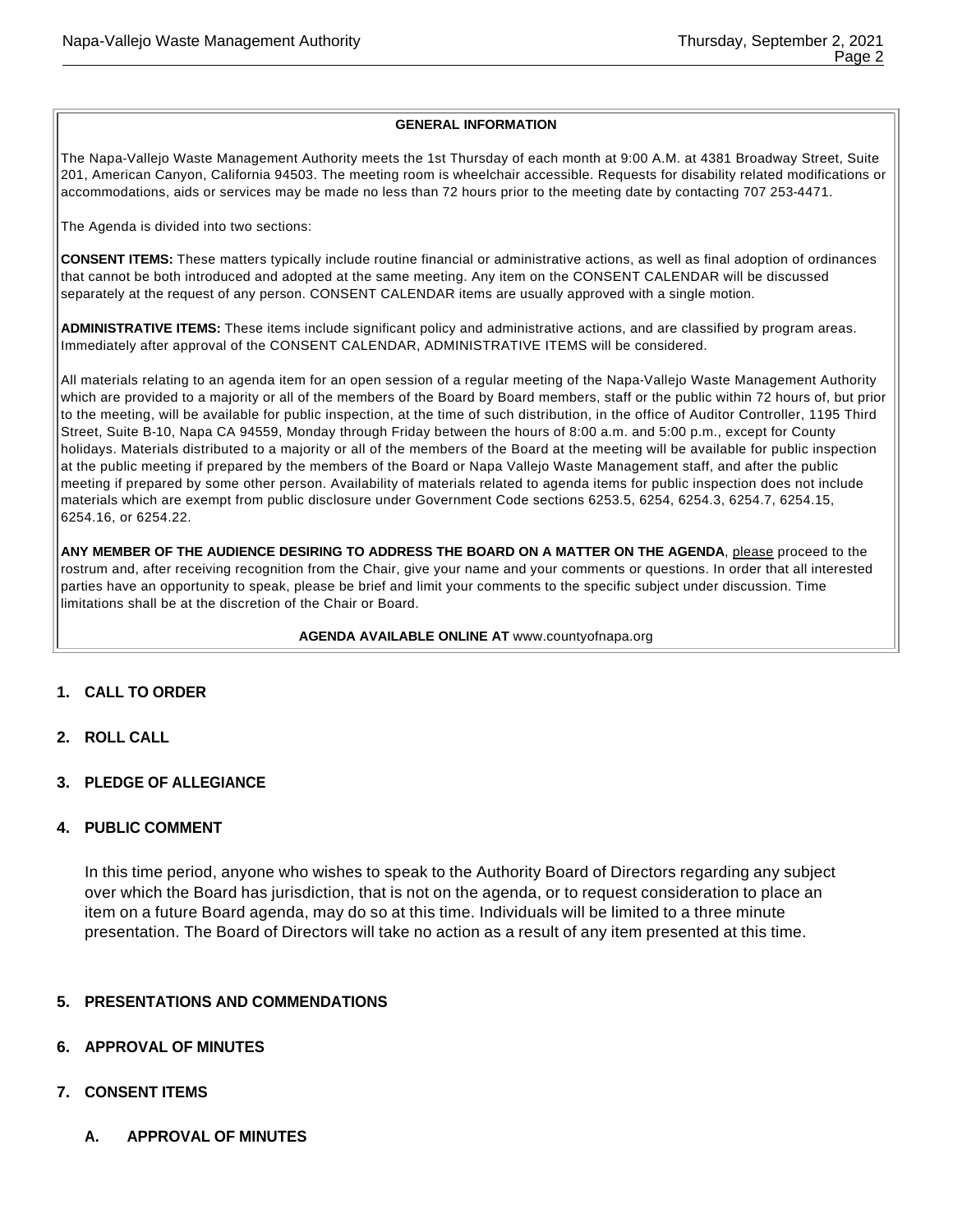## GENERAL INFORMATION

The Napa-Vallejo Waste Management Authority meets the 1st Thursday of each month at 9:00 A.M. at 4381 Broadway Street, Suite 201, American Canyon, California 94503. The meeting room is wheelchair accessible. Requests for disability related modifications or accommodations, aids or services may be made no less than 72 hours prior to the meeting date by contacting 707 253-4471.

The Agenda is divided into two sections:

**CONSENT ITEMS:** These matters typically include routine financial or administrative actions, as well as final adoption of ordinances that cannot be both introduced and adopted at the same meeting. Any item on the CONSENT CALENDAR will be discussed separately at the request of any person. CONSENT CALENDAR items are usually approved with a single motion.

**ADMINISTRATIVE ITEMS:** These items include significant policy and administrative actions, and are classified by program areas. Immediately after approval of the CONSENT CALENDAR, ADMINISTRATIVE ITEMS will be considered.

All materials relating to an agenda item for an open session of a regular meeting of the Napa-Vallejo Waste Management Authority which are provided to a majority or all of the members of the Board by Board members, staff or the public within 72 hours of, but prior to the meeting, will be available for public inspection, at the time of such distribution, in the office of Auditor Controller, 1195 Third Street, Suite B-10, Napa CA 94559, Monday through Friday between the hours of 8:00 a.m. and 5:00 p.m., except for County holidays. Materials distributed to a majority or all of the members of the Board at the meeting will be available for public inspection at the public meeting if prepared by the members of the Board or Napa Vallejo Waste Management staff, and after the public meeting if prepared by some other person. Availability of materials related to agenda items for public inspection does not include materials which are exempt from public disclosure under Government Code sections 6253.5, 6254, 6254.3, 6254.7, 6254.15, 6254.16, or 6254.22.

**ANY MEMBER OF THE AUDIENCE DESIRING TO ADDRESS THE BOARD ON A MATTER ON THE AGENDA**, please proceed to the rostrum and, after receiving recognition from the Chair, give your name and your comments or questions. In order that all interested parties have an opportunity to speak, please be brief and limit your comments to the specific subject under discussion. Time limitations shall be at the discretion of the Chair or Board.

**AGENDA AVAILABLE ONLINE AT** www.countyofnapa.org

## 1. CALL TO ORDER

## 2. ROLL CALL

## 3. PLEDGE OF ALLEGIANCE

## 4. PUBLIC COMMENT

In this time period, anyone who wishes to speak to the Authority Board of Directors regarding any subject over which the Board has jurisdiction, that is not on the agenda, or to request consideration to place an item on a future Board agenda, may do so at this time. Individuals will be limited to a three minute presentation. The Board of Directors will take no action as a result of any item presented at this time.

## 5. PRESENTATIONS AND COMMENDATIONS

## 6. APPROVAL OF MINUTES

## 7. CONSENT ITEMS

### A. APPROVAL OF MINUTES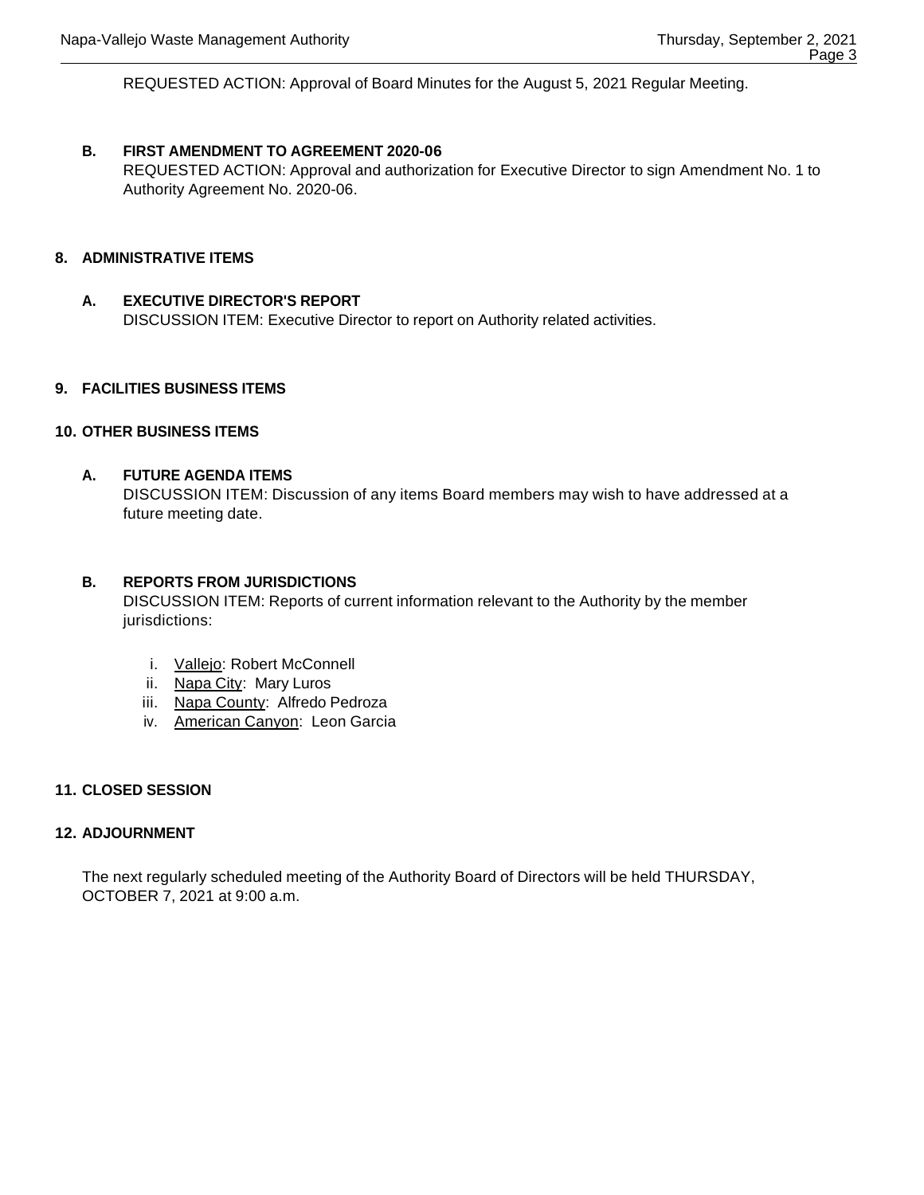REQUESTED ACTION: Approval of Board Minutes for the August 5, 2021 Regular Meeting.

**B. FIRST AMENDMENT TO AGREEMENT 2020-06**

REQUESTED ACTION: Approval and authorization for Executive Director to sign Amendment No. 1 to Authority Agreement No. 2020-06.

## 8. ADMINISTRATIVE ITEMS

**A. EXECUTIVE DIRECTOR'S REPORT**

DISCUSSION ITEM: Executive Director to report on Authority related activities.

## 9. FACILITIES BUSINESS ITEMS

## 10. OTHER BUSINESS ITEMS

**A. FUTURE AGENDA ITEMS**

DISCUSSION ITEM: Discussion of any items Board members may wish to have addressed at a future meeting date.

**B. REPORTS FROM JURISDICTIONS**

DISCUSSION ITEM: Reports of current information relevant to the Authority by the member jurisdictions:

i. Vallejo: Robert McConnell
ii. Napa City: Mary Luros
iii. Napa County: Alfredo Pedroza
iv. American Canyon: Leon Garcia

## 11. CLOSED SESSION

## 12. ADJOURNMENT

The next regularly scheduled meeting of the Authority Board of Directors will be held THURSDAY, OCTOBER 7, 2021 at 9:00 a.m.